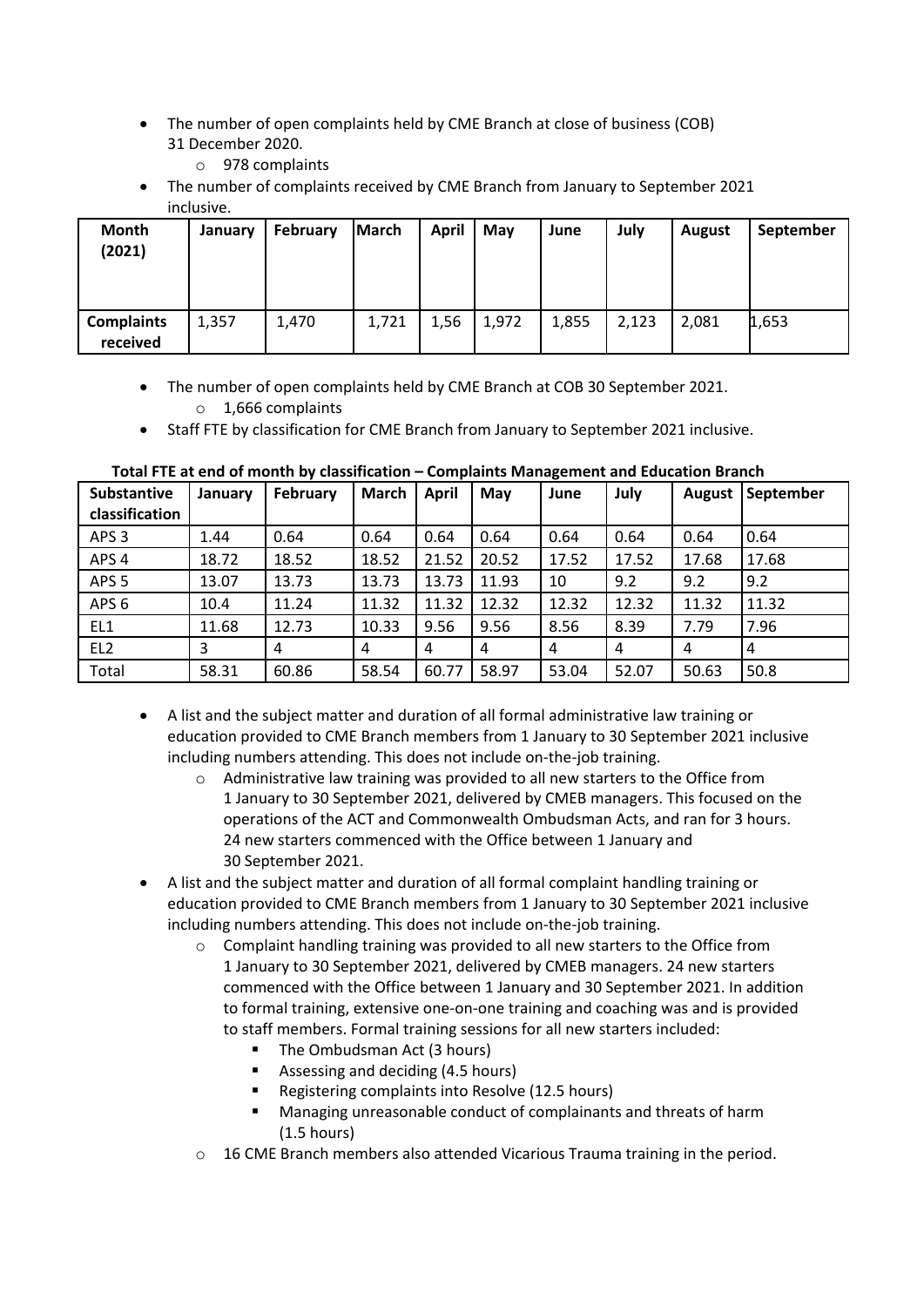- The number of open complaints held by CME Branch at close of business (COB) 31 December 2020.
  - 978 complaints
- The number of complaints received by CME Branch from January to September 2021 inclusive.

| Month (2021) | January | February | March | April | May | June | July | August | September |
|---|---|---|---|---|---|---|---|---|---|
| Complaints received | 1,357 | 1,470 | 1,721 | 1,56 | 1,972 | 1,855 | 2,123 | 2,081 | 1,653 |

- The number of open complaints held by CME Branch at COB 30 September 2021.
  - 1,666 complaints
- Staff FTE by classification for CME Branch from January to September 2021 inclusive.

**Total FTE at end of month by classification – Complaints Management and Education Branch**

| Substantive classification | January | February | March | April | May | June | July | August | September |
|---|---|---|---|---|---|---|---|---|---|
| APS 3 | 1.44 | 0.64 | 0.64 | 0.64 | 0.64 | 0.64 | 0.64 | 0.64 | 0.64 |
| APS 4 | 18.72 | 18.52 | 18.52 | 21.52 | 20.52 | 17.52 | 17.52 | 17.68 | 17.68 |
| APS 5 | 13.07 | 13.73 | 13.73 | 13.73 | 11.93 | 10 | 9.2 | 9.2 | 9.2 |
| APS 6 | 10.4 | 11.24 | 11.32 | 11.32 | 12.32 | 12.32 | 12.32 | 11.32 | 11.32 |
| EL1 | 11.68 | 12.73 | 10.33 | 9.56 | 9.56 | 8.56 | 8.39 | 7.79 | 7.96 |
| EL2 | 3 | 4 | 4 | 4 | 4 | 4 | 4 | 4 | 4 |
| Total | 58.31 | 60.86 | 58.54 | 60.77 | 58.97 | 53.04 | 52.07 | 50.63 | 50.8 |

- A list and the subject matter and duration of all formal administrative law training or education provided to CME Branch members from 1 January to 30 September 2021 inclusive including numbers attending. This does not include on-the-job training.
  - Administrative law training was provided to all new starters to the Office from 1 January to 30 September 2021, delivered by CMEB managers. This focused on the operations of the ACT and Commonwealth Ombudsman Acts, and ran for 3 hours. 24 new starters commenced with the Office between 1 January and 30 September 2021.
- A list and the subject matter and duration of all formal complaint handling training or education provided to CME Branch members from 1 January to 30 September 2021 inclusive including numbers attending. This does not include on-the-job training.
  - Complaint handling training was provided to all new starters to the Office from 1 January to 30 September 2021, delivered by CMEB managers. 24 new starters commenced with the Office between 1 January and 30 September 2021. In addition to formal training, extensive one-on-one training and coaching was and is provided to staff members. Formal training sessions for all new starters included:
    - The Ombudsman Act (3 hours)
    - Assessing and deciding (4.5 hours)
    - Registering complaints into Resolve (12.5 hours)
    - Managing unreasonable conduct of complainants and threats of harm (1.5 hours)
  - 16 CME Branch members also attended Vicarious Trauma training in the period.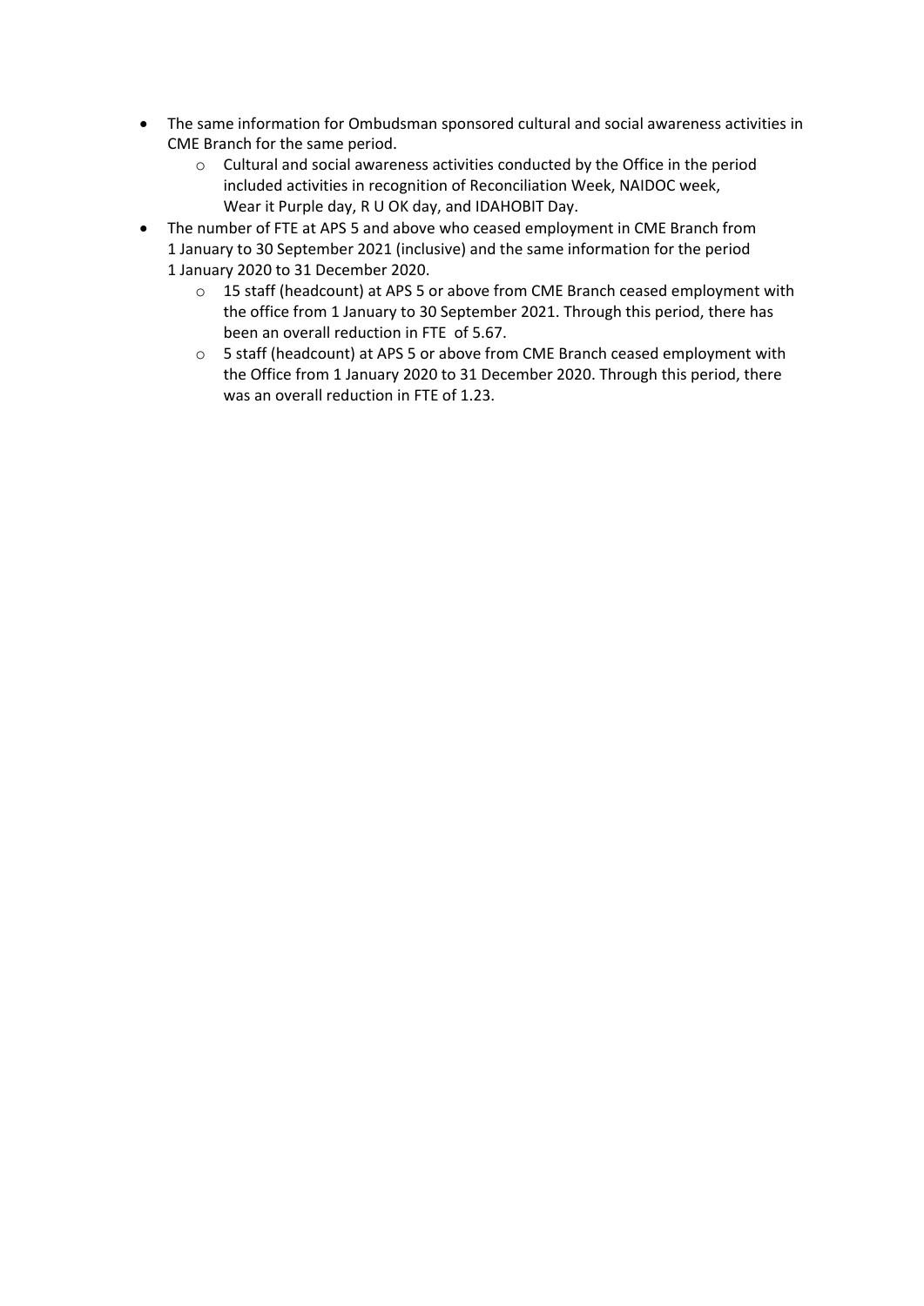- The same information for Ombudsman sponsored cultural and social awareness activities in CME Branch for the same period.
    - Cultural and social awareness activities conducted by the Office in the period included activities in recognition of Reconciliation Week, NAIDOC week, Wear it Purple day, R U OK day, and IDAHOBIT Day.
- The number of FTE at APS 5 and above who ceased employment in CME Branch from 1 January to 30 September 2021 (inclusive) and the same information for the period 1 January 2020 to 31 December 2020.
    - 15 staff (headcount) at APS 5 or above from CME Branch ceased employment with the office from 1 January to 30 September 2021. Through this period, there has been an overall reduction in FTE of 5.67.
    - 5 staff (headcount) at APS 5 or above from CME Branch ceased employment with the Office from 1 January 2020 to 31 December 2020. Through this period, there was an overall reduction in FTE of 1.23.